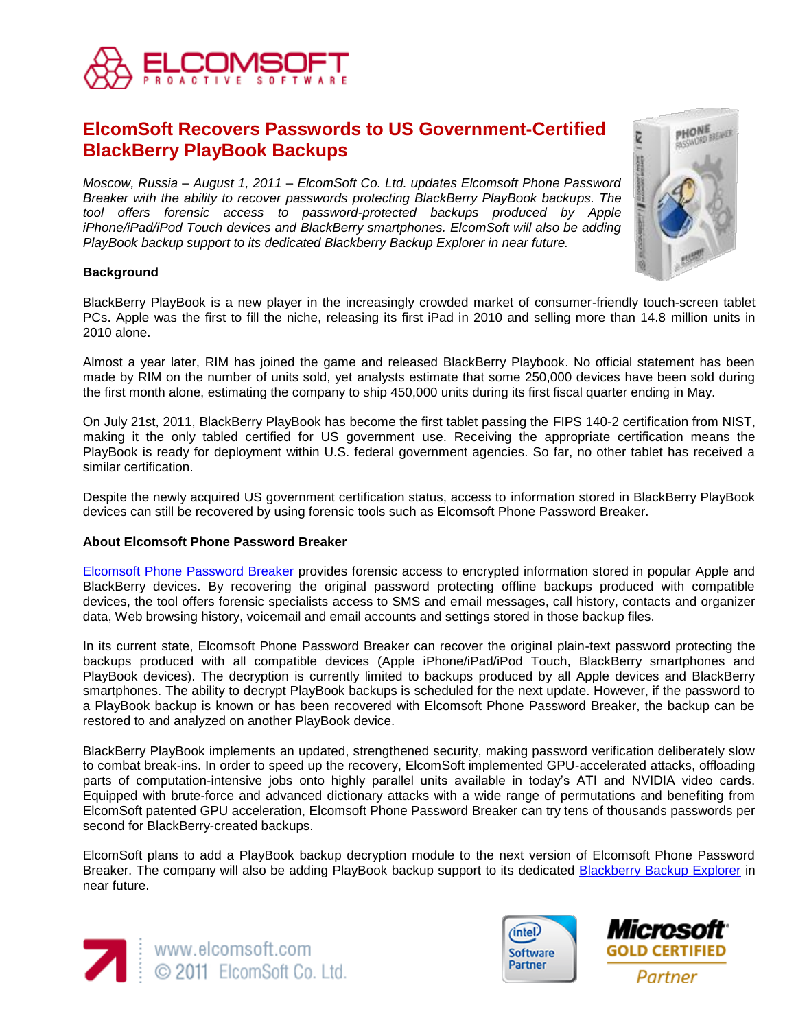# ElcomSoft Recovers Passwords to US Government-Certified BlackBerry PlayBook Backups

*Moscow, Russia – August 1, 2011 – ElcomSoft Co. Ltd. updates Elcomsoft Phone Password Breaker with the ability to recover passwords protecting BlackBerry PlayBook backups. The tool offers forensic access to password-protected backups produced by Apple iPhone/iPad/iPod Touch devices and BlackBerry smartphones. ElcomSoft will also be adding PlayBook backup support to its dedicated Blackberry Backup Explorer in near future.*

**Background**

BlackBerry PlayBook is a new player in the increasingly crowded market of consumer-friendly touch-screen tablet PCs. Apple was the first to fill the niche, releasing its first iPad in 2010 and selling more than 14.8 million units in 2010 alone.

Almost a year later, RIM has joined the game and released BlackBerry Playbook. No official statement has been made by RIM on the number of units sold, yet analysts estimate that some 250,000 devices have been sold during the first month alone, estimating the company to ship 450,000 units during its first fiscal quarter ending in May.

On July 21st, 2011, BlackBerry PlayBook has become the first tablet passing the FIPS 140-2 certification from NIST, making it the only tabled certified for US government use. Receiving the appropriate certification means the PlayBook is ready for deployment within U.S. federal government agencies. So far, no other tablet has received a similar certification.

Despite the newly acquired US government certification status, access to information stored in BlackBerry PlayBook devices can still be recovered by using forensic tools such as Elcomsoft Phone Password Breaker.

**About Elcomsoft Phone Password Breaker**

Elcomsoft Phone Password Breaker provides forensic access to encrypted information stored in popular Apple and BlackBerry devices. By recovering the original password protecting offline backups produced with compatible devices, the tool offers forensic specialists access to SMS and email messages, call history, contacts and organizer data, Web browsing history, voicemail and email accounts and settings stored in those backup files.

In its current state, Elcomsoft Phone Password Breaker can recover the original plain-text password protecting the backups produced with all compatible devices (Apple iPhone/iPad/iPod Touch, BlackBerry smartphones and PlayBook devices). The decryption is currently limited to backups produced by all Apple devices and BlackBerry smartphones. The ability to decrypt PlayBook backups is scheduled for the next update. However, if the password to a PlayBook backup is known or has been recovered with Elcomsoft Phone Password Breaker, the backup can be restored to and analyzed on another PlayBook device.

BlackBerry PlayBook implements an updated, strengthened security, making password verification deliberately slow to combat break-ins. In order to speed up the recovery, ElcomSoft implemented GPU-accelerated attacks, offloading parts of computation-intensive jobs onto highly parallel units available in today's ATI and NVIDIA video cards. Equipped with brute-force and advanced dictionary attacks with a wide range of permutations and benefiting from ElcomSoft patented GPU acceleration, Elcomsoft Phone Password Breaker can try tens of thousands passwords per second for BlackBerry-created backups.

ElcomSoft plans to add a PlayBook backup decryption module to the next version of Elcomsoft Phone Password Breaker. The company will also be adding PlayBook backup support to its dedicated Blackberry Backup Explorer in near future.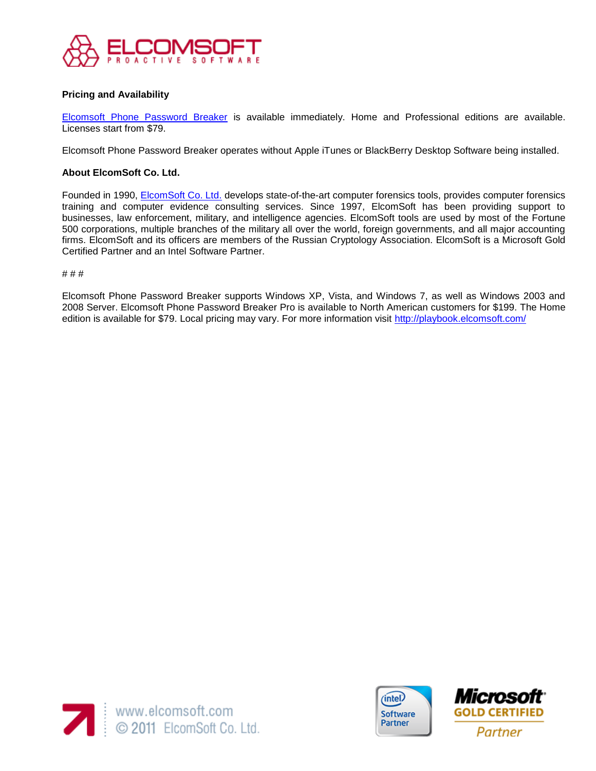**Pricing and Availability**

[Elcomsoft Phone Password Breaker](#) is available immediately. Home and Professional editions are available. Licenses start from $79.

Elcomsoft Phone Password Breaker operates without Apple iTunes or BlackBerry Desktop Software being installed.

**About ElcomSoft Co. Ltd.**

Founded in 1990, [ElcomSoft Co. Ltd.](#) develops state-of-the-art computer forensics tools, provides computer forensics training and computer evidence consulting services. Since 1997, ElcomSoft has been providing support to businesses, law enforcement, military, and intelligence agencies. ElcomSoft tools are used by most of the Fortune 500 corporations, multiple branches of the military all over the world, foreign governments, and all major accounting firms. ElcomSoft and its officers are members of the Russian Cryptology Association. ElcomSoft is a Microsoft Gold Certified Partner and an Intel Software Partner.

# # #

Elcomsoft Phone Password Breaker supports Windows XP, Vista, and Windows 7, as well as Windows 2003 and 2008 Server. Elcomsoft Phone Password Breaker Pro is available to North American customers for $199. The Home edition is available for $79. Local pricing may vary. For more information visit http://playbook.elcomsoft.com/